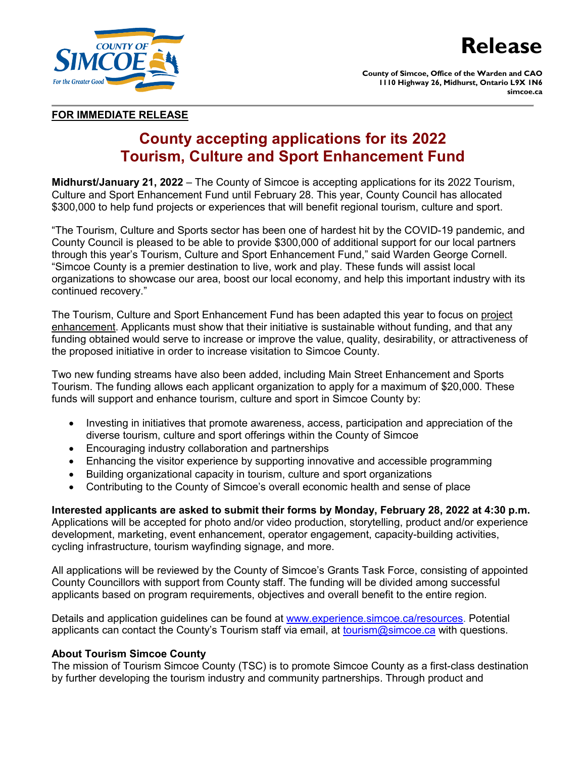# Release

**County of Simcoe, Office of the Warden and CAO**
**1110 Highway 26, Midhurst, Ontario L9X 1N6**
**simcoe.ca**

**FOR IMMEDIATE RELEASE**

## County accepting applications for its 2022 Tourism, Culture and Sport Enhancement Fund

**Midhurst/January 21, 2022** – The County of Simcoe is accepting applications for its 2022 Tourism, Culture and Sport Enhancement Fund until February 28. This year, County Council has allocated $300,000 to help fund projects or experiences that will benefit regional tourism, culture and sport.

"The Tourism, Culture and Sports sector has been one of hardest hit by the COVID-19 pandemic, and County Council is pleased to be able to provide $300,000 of additional support for our local partners through this year's Tourism, Culture and Sport Enhancement Fund," said Warden George Cornell. "Simcoe County is a premier destination to live, work and play. These funds will assist local organizations to showcase our area, boost our local economy, and help this important industry with its continued recovery."

The Tourism, Culture and Sport Enhancement Fund has been adapted this year to focus on project enhancement. Applicants must show that their initiative is sustainable without funding, and that any funding obtained would serve to increase or improve the value, quality, desirability, or attractiveness of the proposed initiative in order to increase visitation to Simcoe County.

Two new funding streams have also been added, including Main Street Enhancement and Sports Tourism. The funding allows each applicant organization to apply for a maximum of $20,000. These funds will support and enhance tourism, culture and sport in Simcoe County by:

- Investing in initiatives that promote awareness, access, participation and appreciation of the diverse tourism, culture and sport offerings within the County of Simcoe
- Encouraging industry collaboration and partnerships
- Enhancing the visitor experience by supporting innovative and accessible programming
- Building organizational capacity in tourism, culture and sport organizations
- Contributing to the County of Simcoe's overall economic health and sense of place

**Interested applicants are asked to submit their forms by Monday, February 28, 2022 at 4:30 p.m.** Applications will be accepted for photo and/or video production, storytelling, product and/or experience development, marketing, event enhancement, operator engagement, capacity-building activities, cycling infrastructure, tourism wayfinding signage, and more.

All applications will be reviewed by the County of Simcoe's Grants Task Force, consisting of appointed County Councillors with support from County staff. The funding will be divided among successful applicants based on program requirements, objectives and overall benefit to the entire region.

Details and application guidelines can be found at www.experience.simcoe.ca/resources. Potential applicants can contact the County's Tourism staff via email, at tourism@simcoe.ca with questions.

**About Tourism Simcoe County**
The mission of Tourism Simcoe County (TSC) is to promote Simcoe County as a first-class destination by further developing the tourism industry and community partnerships. Through product and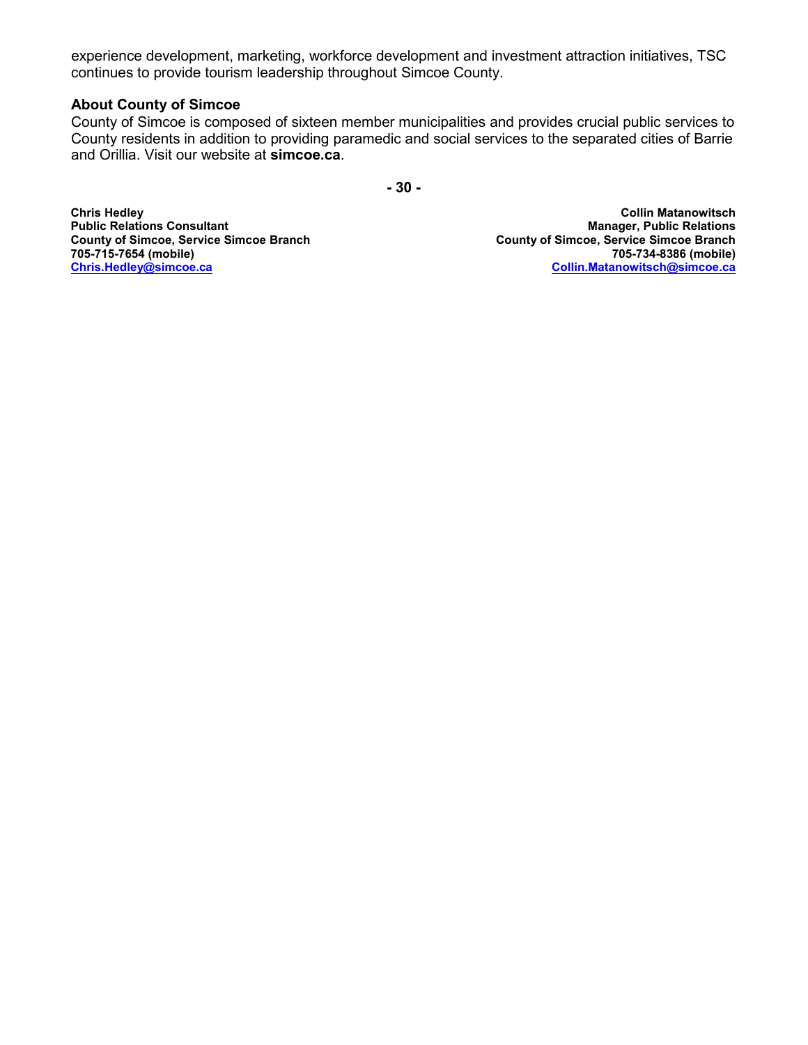experience development, marketing, workforce development and investment attraction initiatives, TSC continues to provide tourism leadership throughout Simcoe County.

### About County of Simcoe

County of Simcoe is composed of sixteen member municipalities and provides crucial public services to County residents in addition to providing paramedic and social services to the separated cities of Barrie and Orillia. Visit our website at **simcoe.ca**.

**- 30 -**

**Chris Hedley**
**Public Relations Consultant**
**County of Simcoe, Service Simcoe Branch**
**705-715-7654 (mobile)**
**Chris.Hedley@simcoe.ca**

**Collin Matanowitsch**
**Manager, Public Relations**
**County of Simcoe, Service Simcoe Branch**
**705-734-8386 (mobile)**
**Collin.Matanowitsch@simcoe.ca**